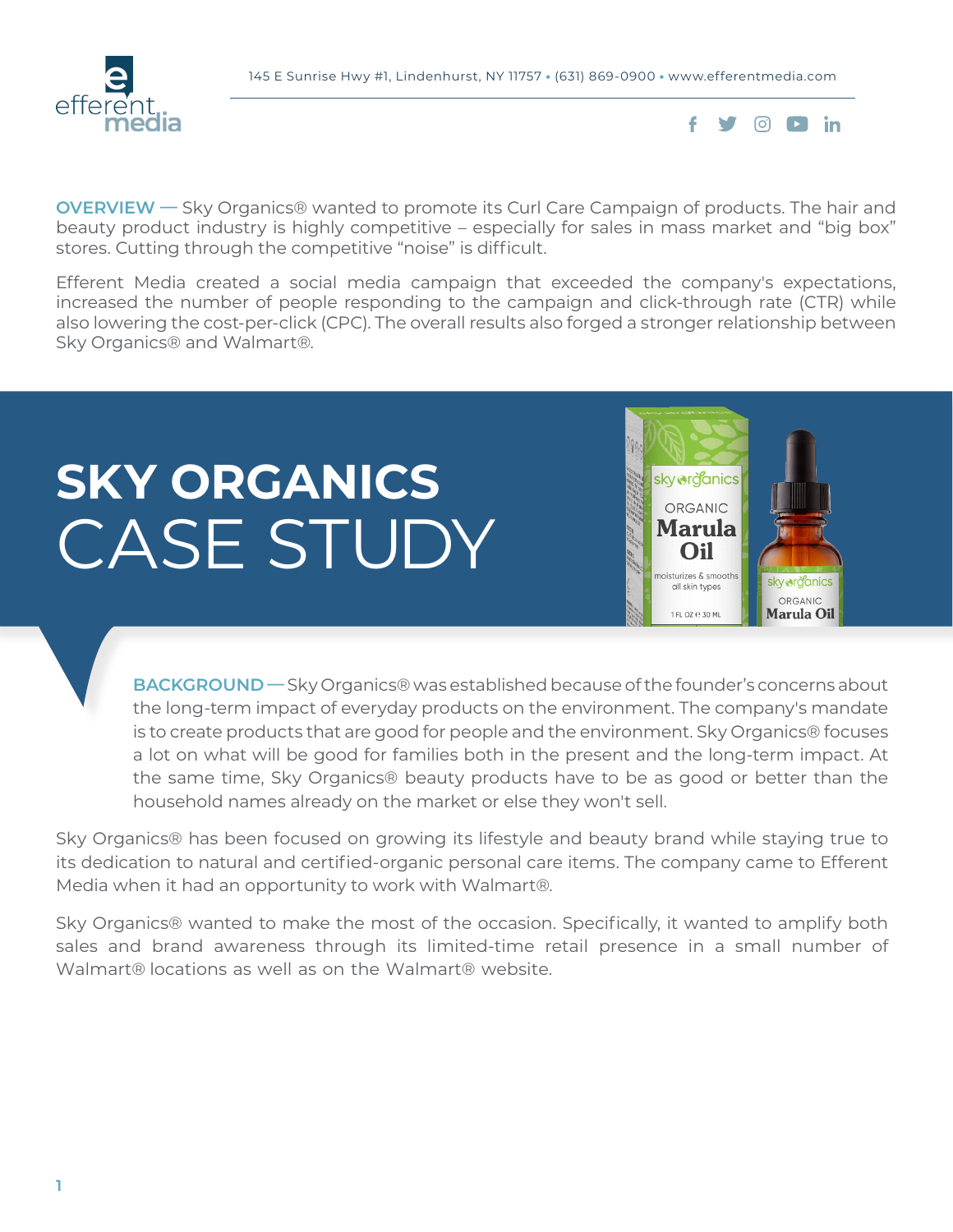145 E Sunrise Hwy #1, Lindenhurst, NY 11757 • (631) 869-0900 • www.efferentmedia.com

**OVERVIEW —** Sky Organics® wanted to promote its Curl Care Campaign of products. The hair and beauty product industry is highly competitive – especially for sales in mass market and "big box" stores. Cutting through the competitive "noise" is difficult.

Efferent Media created a social media campaign that exceeded the company's expectations, increased the number of people responding to the campaign and click-through rate (CTR) while also lowering the cost-per-click (CPC). The overall results also forged a stronger relationship between Sky Organics® and Walmart®.

# SKY ORGANICS CASE STUDY

**BACKGROUND —** Sky Organics® was established because of the founder's concerns about the long-term impact of everyday products on the environment. The company's mandate is to create products that are good for people and the environment. Sky Organics® focuses a lot on what will be good for families both in the present and the long-term impact. At the same time, Sky Organics® beauty products have to be as good or better than the household names already on the market or else they won't sell.

Sky Organics® has been focused on growing its lifestyle and beauty brand while staying true to its dedication to natural and certified-organic personal care items. The company came to Efferent Media when it had an opportunity to work with Walmart®.

Sky Organics® wanted to make the most of the occasion. Specifically, it wanted to amplify both sales and brand awareness through its limited-time retail presence in a small number of Walmart® locations as well as on the Walmart® website.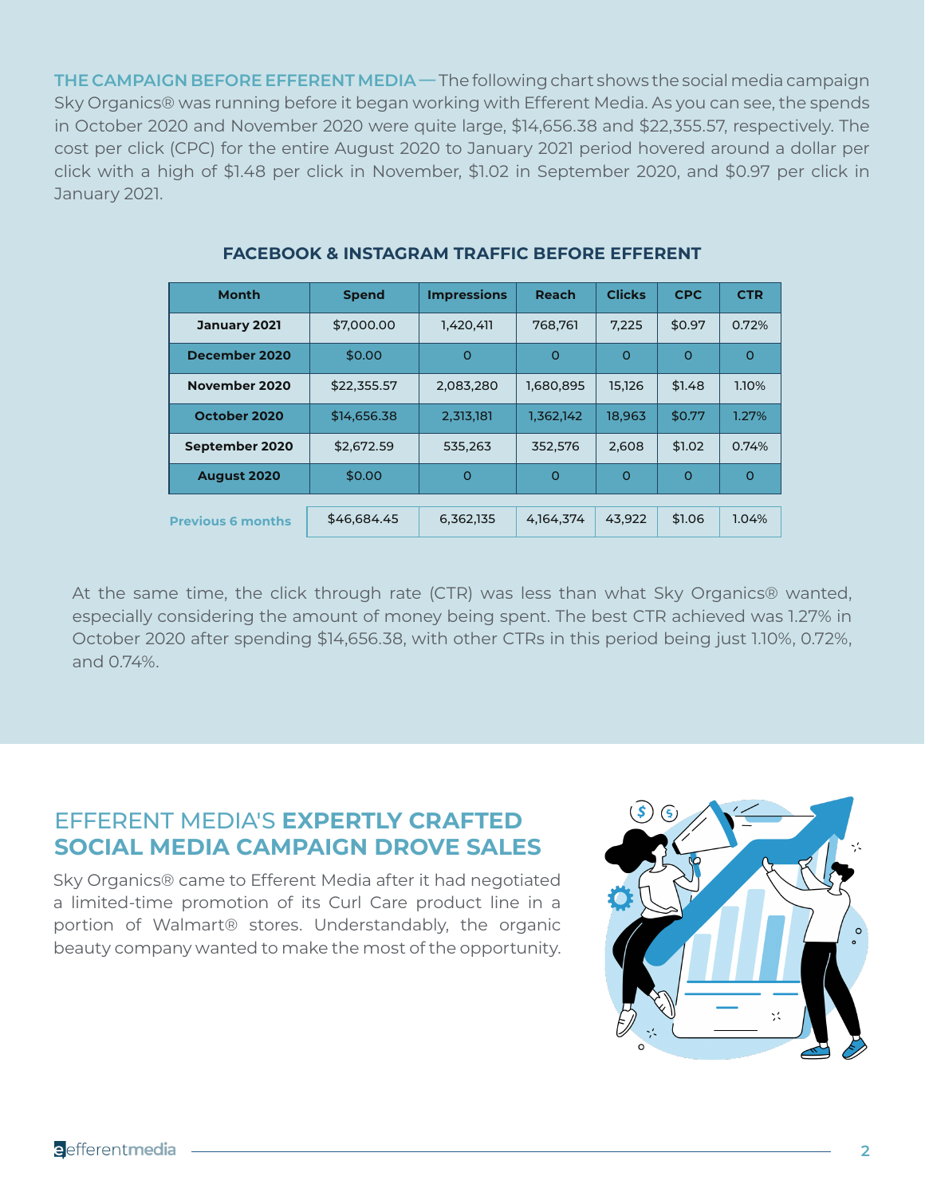**THE CAMPAIGN BEFORE EFFERENT MEDIA** — The following chart shows the social media campaign Sky Organics® was running before it began working with Efferent Media. As you can see, the spends in October 2020 and November 2020 were quite large, $14,656.38 and $22,355.57, respectively. The cost per click (CPC) for the entire August 2020 to January 2021 period hovered around a dollar per click with a high of $1.48 per click in November, $1.02 in September 2020, and $0.97 per click in January 2021.

### FACEBOOK & INSTAGRAM TRAFFIC BEFORE EFFERENT

| Month | Spend | Impressions | Reach | Clicks | CPC | CTR |
|---|---|---|---|---|---|---|
| January 2021 | $7,000.00 | 1,420,411 | 768,761 | 7,225 | $0.97 | 0.72% |
| December 2020 | $0.00 | 0 | 0 | 0 | 0 | 0 |
| November 2020 | $22,355.57 | 2,083,280 | 1,680,895 | 15,126 | $1.48 | 1.10% |
| October 2020 | $14,656.38 | 2,313,181 | 1,362,142 | 18,963 | $0.77 | 1.27% |
| September 2020 | $2,672.59 | 535,263 | 352,576 | 2,608 | $1.02 | 0.74% |
| August 2020 | $0.00 | 0 | 0 | 0 | 0 | 0 |
| Previous 6 months | $46,684.45 | 6,362,135 | 4,164,374 | 43,922 | $1.06 | 1.04% |

At the same time, the click through rate (CTR) was less than what Sky Organics® wanted, especially considering the amount of money being spent. The best CTR achieved was 1.27% in October 2020 after spending $14,656.38, with other CTRs in this period being just 1.10%, 0.72%, and 0.74%.

## EFFERENT MEDIA'S **EXPERTLY CRAFTED SOCIAL MEDIA CAMPAIGN DROVE SALES**

Sky Organics® came to Efferent Media after it had negotiated a limited-time promotion of its Curl Care product line in a portion of Walmart® stores. Understandably, the organic beauty company wanted to make the most of the opportunity.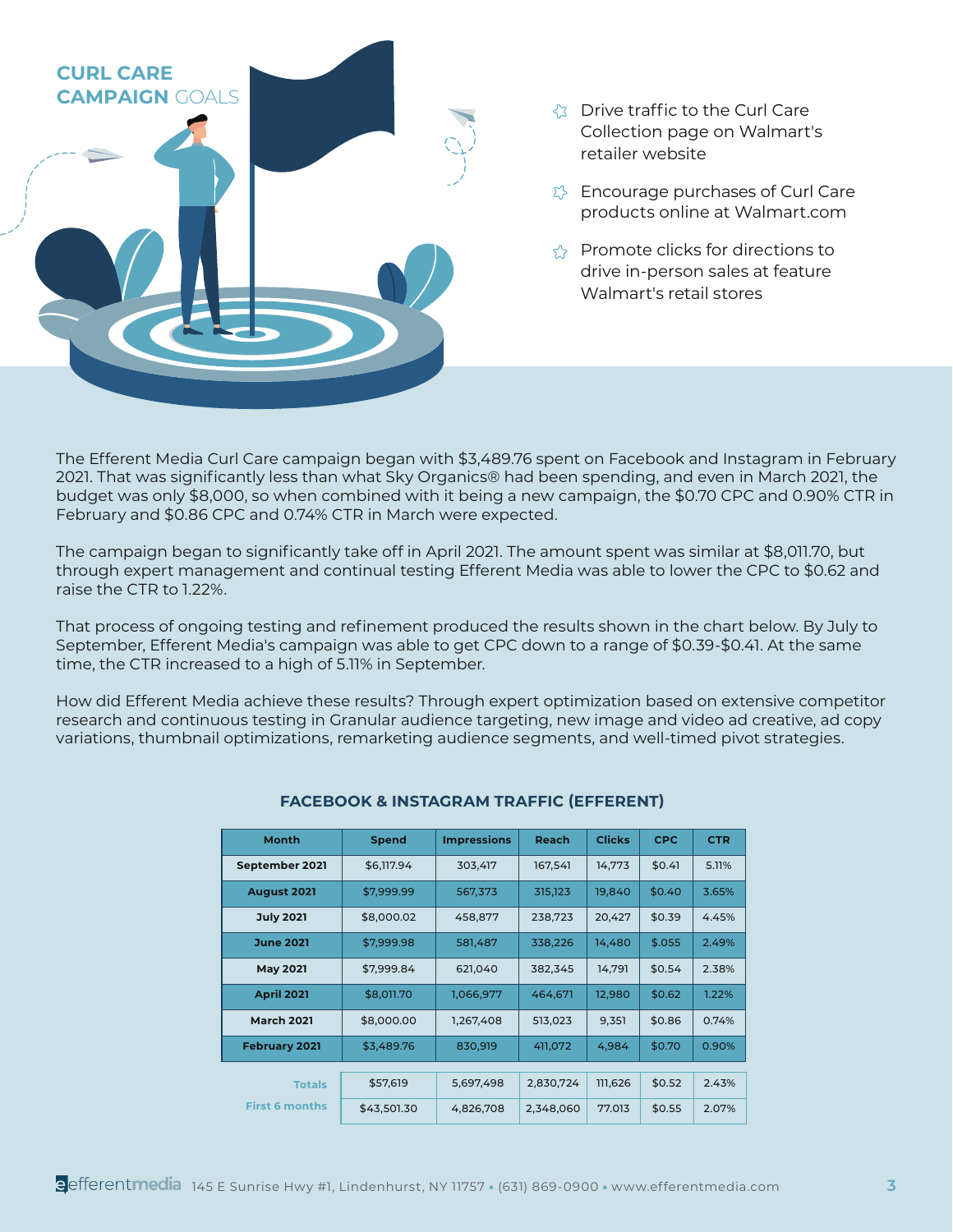## CURL CARE CAMPAIGN GOALS

- Drive traffic to the Curl Care Collection page on Walmart's retailer website
- Encourage purchases of Curl Care products online at Walmart.com
- Promote clicks for directions to drive in-person sales at feature Walmart's retail stores

The Efferent Media Curl Care campaign began with $3,489.76 spent on Facebook and Instagram in February 2021. That was significantly less than what Sky Organics® had been spending, and even in March 2021, the budget was only $8,000, so when combined with it being a new campaign, the $0.70 CPC and 0.90% CTR in February and $0.86 CPC and 0.74% CTR in March were expected.

The campaign began to significantly take off in April 2021. The amount spent was similar at $8,011.70, but through expert management and continual testing Efferent Media was able to lower the CPC to $0.62 and raise the CTR to 1.22%.

That process of ongoing testing and refinement produced the results shown in the chart below. By July to September, Efferent Media's campaign was able to get CPC down to a range of $0.39-$0.41. At the same time, the CTR increased to a high of 5.11% in September.

How did Efferent Media achieve these results? Through expert optimization based on extensive competitor research and continuous testing in Granular audience targeting, new image and video ad creative, ad copy variations, thumbnail optimizations, remarketing audience segments, and well-timed pivot strategies.

### FACEBOOK & INSTAGRAM TRAFFIC (EFFERENT)

| Month | Spend | Impressions | Reach | Clicks | CPC | CTR |
|---|---|---|---|---|---|---|
| September 2021 | $6,117.94 | 303,417 | 167,541 | 14,773 | $0.41 | 5.11% |
| August 2021 | $7,999.99 | 567,373 | 315,123 | 19,840 | $0.40 | 3.65% |
| July 2021 | $8,000.02 | 458,877 | 238,723 | 20,427 | $0.39 | 4.45% |
| June 2021 | $7,999.98 | 581,487 | 338,226 | 14,480 | $.055 | 2.49% |
| May 2021 | $7,999.84 | 621,040 | 382,345 | 14,791 | $0.54 | 2.38% |
| April 2021 | $8,011.70 | 1,066,977 | 464,671 | 12,980 | $0.62 | 1.22% |
| March 2021 | $8,000.00 | 1,267,408 | 513,023 | 9,351 | $0.86 | 0.74% |
| February 2021 | $3,489.76 | 830,919 | 411,072 | 4,984 | $0.70 | 0.90% |
| **Totals** | $57,619 | 5,697,498 | 2,830,724 | 111,626 | $0.52 | 2.43% |
| **First 6 months** | $43,501.30 | 4,826,708 | 2,348,060 | 77.013 | $0.55 | 2.07% |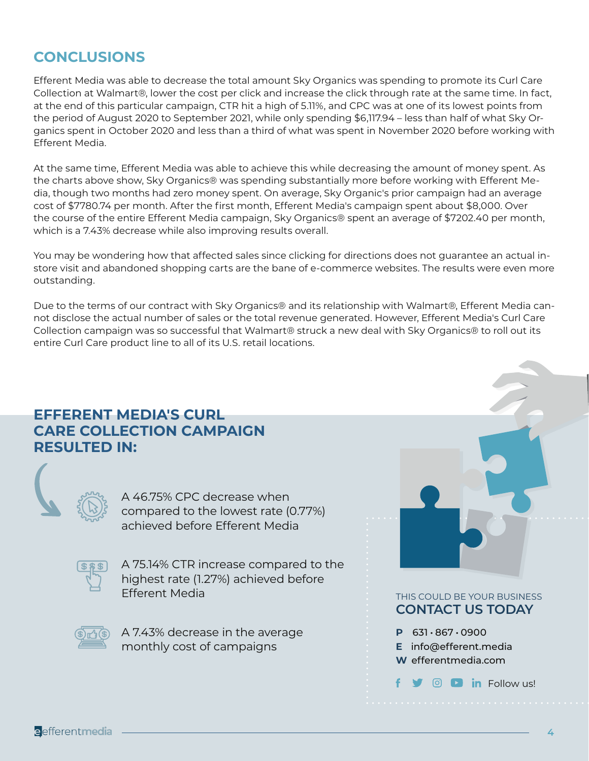## CONCLUSIONS

Efferent Media was able to decrease the total amount Sky Organics was spending to promote its Curl Care Collection at Walmart®, lower the cost per click and increase the click through rate at the same time. In fact, at the end of this particular campaign, CTR hit a high of 5.11%, and CPC was at one of its lowest points from the period of August 2020 to September 2021, while only spending $6,117.94 – less than half of what Sky Organics spent in October 2020 and less than a third of what was spent in November 2020 before working with Efferent Media.

At the same time, Efferent Media was able to achieve this while decreasing the amount of money spent. As the charts above show, Sky Organics® was spending substantially more before working with Efferent Media, though two months had zero money spent. On average, Sky Organic's prior campaign had an average cost of $7780.74 per month. After the first month, Efferent Media's campaign spent about $8,000. Over the course of the entire Efferent Media campaign, Sky Organics® spent an average of $7202.40 per month, which is a 7.43% decrease while also improving results overall.

You may be wondering how that affected sales since clicking for directions does not guarantee an actual in-store visit and abandoned shopping carts are the bane of e-commerce websites. The results were even more outstanding.

Due to the terms of our contract with Sky Organics® and its relationship with Walmart®, Efferent Media cannot disclose the actual number of sales or the total revenue generated. However, Efferent Media's Curl Care Collection campaign was so successful that Walmart® struck a new deal with Sky Organics® to roll out its entire Curl Care product line to all of its U.S. retail locations.

## EFFERENT MEDIA'S CURL CARE COLLECTION CAMPAIGN RESULTED IN:

- A 46.75% CPC decrease when compared to the lowest rate (0.77%) achieved before Efferent Media
- A 75.14% CTR increase compared to the highest rate (1.27%) achieved before Efferent Media
- A 7.43% decrease in the average monthly cost of campaigns

THIS COULD BE YOUR BUSINESS

### CONTACT US TODAY

**P** 631 · 867 · 0900
**E** info@efferent.media
**W** efferentmedia.com

Follow us!